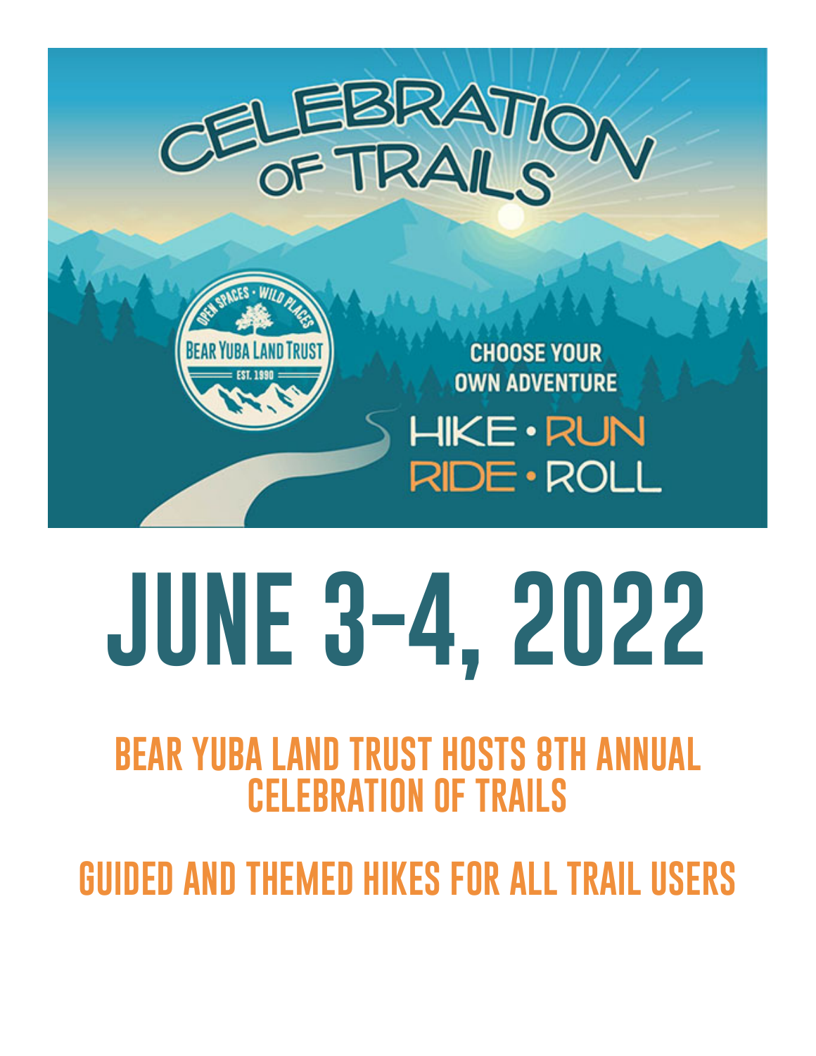# Celebration of Trails

Open Spaces • Wild Places
Bear Yuba Land Trust
Est. 1990

Choose Your Own Adventure

Hike • Run
Ride • Roll

# JUNE 3-4, 2022

## BEAR YUBA LAND TRUST HOSTS 8TH ANNUAL CELEBRATION OF TRAILS

## GUIDED AND THEMED HIKES FOR ALL TRAIL USERS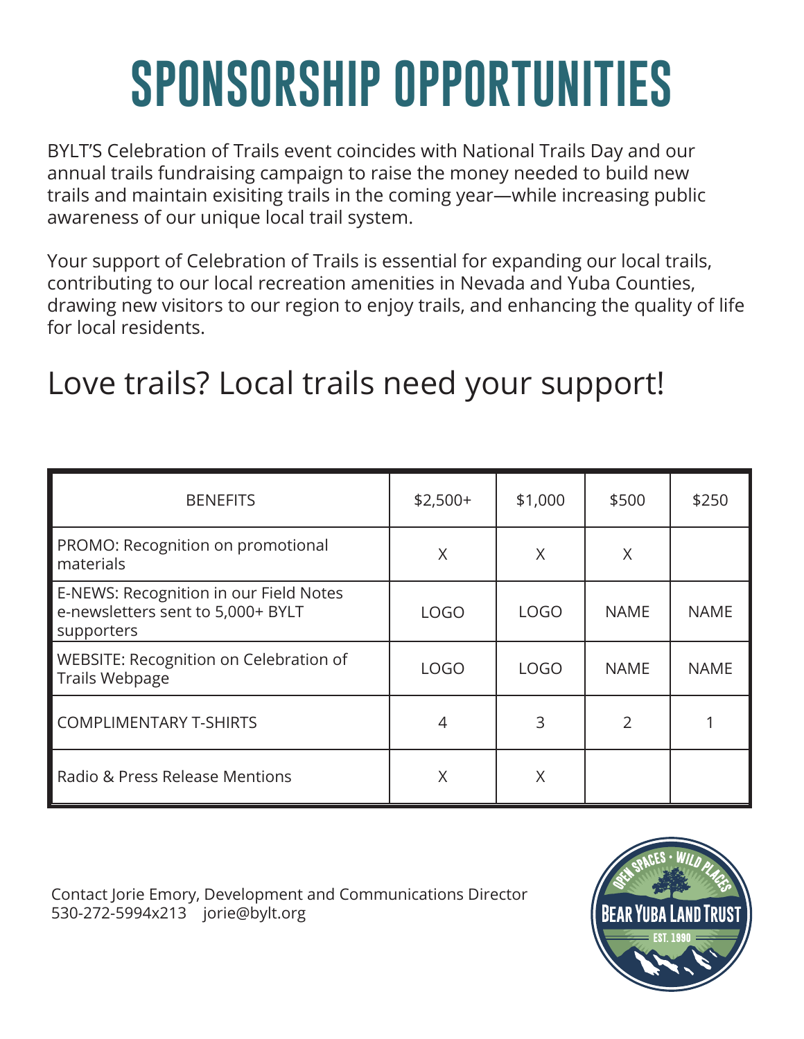# SPONSORSHIP OPPORTUNITIES

BYLT'S Celebration of Trails event coincides with National Trails Day and our annual trails fundraising campaign to raise the money needed to build new trails and maintain exisiting trails in the coming year—while increasing public awareness of our unique local trail system.

Your support of Celebration of Trails is essential for expanding our local trails, contributing to our local recreation amenities in Nevada and Yuba Counties, drawing new visitors to our region to enjoy trails, and enhancing the quality of life for local residents.

## Love trails? Local trails need your support!

| BENEFITS | $2,500+ | $1,000 | $500 | $250 |
|---|---|---|---|---|
| PROMO: Recognition on promotional materials | X | X | X | |
| E-NEWS: Recognition in our Field Notes e-newsletters sent to 5,000+ BYLT supporters | LOGO | LOGO | NAME | NAME |
| WEBSITE: Recognition on Celebration of Trails Webpage | LOGO | LOGO | NAME | NAME |
| COMPLIMENTARY T-SHIRTS | 4 | 3 | 2 | 1 |
| Radio & Press Release Mentions | X | X | | |

Contact Jorie Emory, Development and Communications Director
530-272-5994x213  jorie@bylt.org

OPEN SPACES • WILD PLACES
BEAR YUBA LAND TRUST
EST. 1990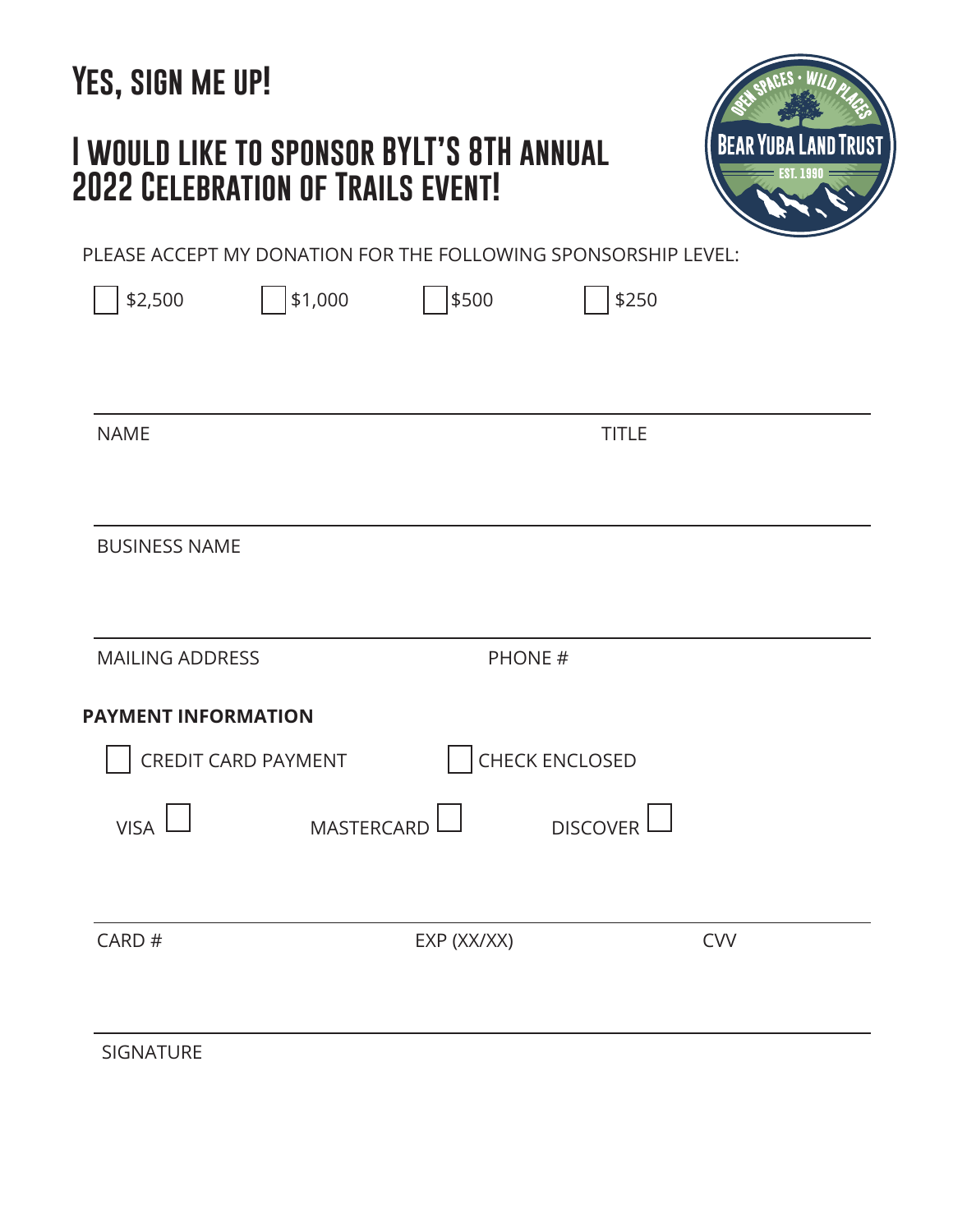# Yes, sign me up!

## I would like to sponsor BYLT's 8th annual 2022 Celebration of Trails event!

BEAR YUBA LAND TRUST

OPEN SPACES • WILD PLACES

EST. 1990

PLEASE ACCEPT MY DONATION FOR THE FOLLOWING SPONSORSHIP LEVEL:

☐ $2,500 ☐ $1,000 ☐ $500 ☐ $250

NAME TITLE

BUSINESS NAME

MAILING ADDRESS PHONE #

**PAYMENT INFORMATION**

☐ CREDIT CARD PAYMENT ☐ CHECK ENCLOSED

VISA ☐ MASTERCARD ☐ DISCOVER ☐

CARD # EXP (XX/XX) CVV

SIGNATURE